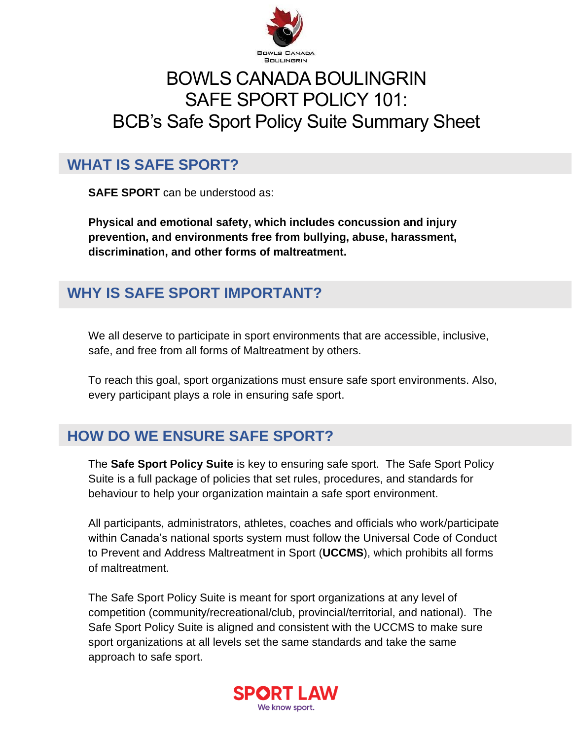# BOWLS CANADA BOULINGRIN SAFE SPORT POLICY 101: BCB's Safe Sport Policy Suite Summary Sheet

## WHAT IS SAFE SPORT?

**SAFE SPORT** can be understood as:

**Physical and emotional safety, which includes concussion and injury prevention, and environments free from bullying, abuse, harassment, discrimination, and other forms of maltreatment.**

## WHY IS SAFE SPORT IMPORTANT?

We all deserve to participate in sport environments that are accessible, inclusive, safe, and free from all forms of Maltreatment by others.

To reach this goal, sport organizations must ensure safe sport environments. Also, every participant plays a role in ensuring safe sport.

## HOW DO WE ENSURE SAFE SPORT?

The **Safe Sport Policy Suite** is key to ensuring safe sport. The Safe Sport Policy Suite is a full package of policies that set rules, procedures, and standards for behaviour to help your organization maintain a safe sport environment.

All participants, administrators, athletes, coaches and officials who work/participate within Canada's national sports system must follow the Universal Code of Conduct to Prevent and Address Maltreatment in Sport (**UCCMS**), which prohibits all forms of maltreatment.

The Safe Sport Policy Suite is meant for sport organizations at any level of competition (community/recreational/club, provincial/territorial, and national). The Safe Sport Policy Suite is aligned and consistent with the UCCMS to make sure sport organizations at all levels set the same standards and take the same approach to safe sport.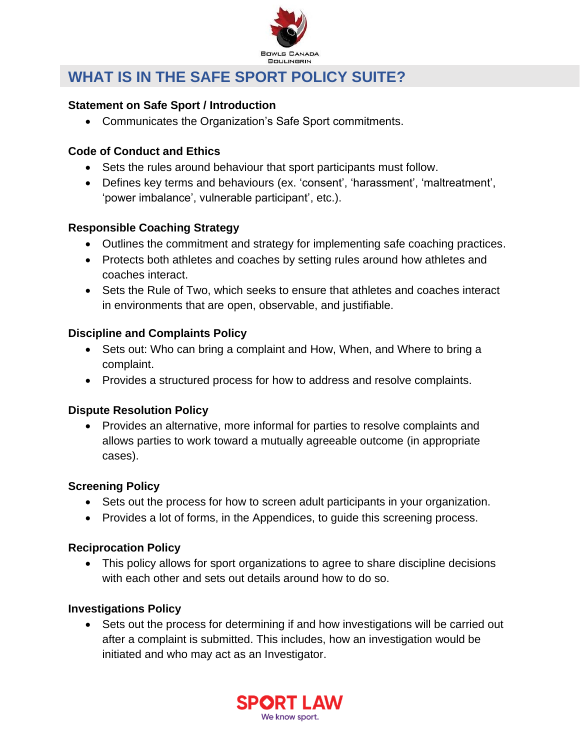## WHAT IS IN THE SAFE SPORT POLICY SUITE?

**Statement on Safe Sport / Introduction**

- Communicates the Organization's Safe Sport commitments.

**Code of Conduct and Ethics**

- Sets the rules around behaviour that sport participants must follow.
- Defines key terms and behaviours (ex. 'consent', 'harassment', 'maltreatment', 'power imbalance', vulnerable participant', etc.).

**Responsible Coaching Strategy**

- Outlines the commitment and strategy for implementing safe coaching practices.
- Protects both athletes and coaches by setting rules around how athletes and coaches interact.
- Sets the Rule of Two, which seeks to ensure that athletes and coaches interact in environments that are open, observable, and justifiable.

**Discipline and Complaints Policy**

- Sets out: Who can bring a complaint and How, When, and Where to bring a complaint.
- Provides a structured process for how to address and resolve complaints.

**Dispute Resolution Policy**

- Provides an alternative, more informal for parties to resolve complaints and allows parties to work toward a mutually agreeable outcome (in appropriate cases).

**Screening Policy**

- Sets out the process for how to screen adult participants in your organization.
- Provides a lot of forms, in the Appendices, to guide this screening process.

**Reciprocation Policy**

- This policy allows for sport organizations to agree to share discipline decisions with each other and sets out details around how to do so.

**Investigations Policy**

- Sets out the process for determining if and how investigations will be carried out after a complaint is submitted. This includes, how an investigation would be initiated and who may act as an Investigator.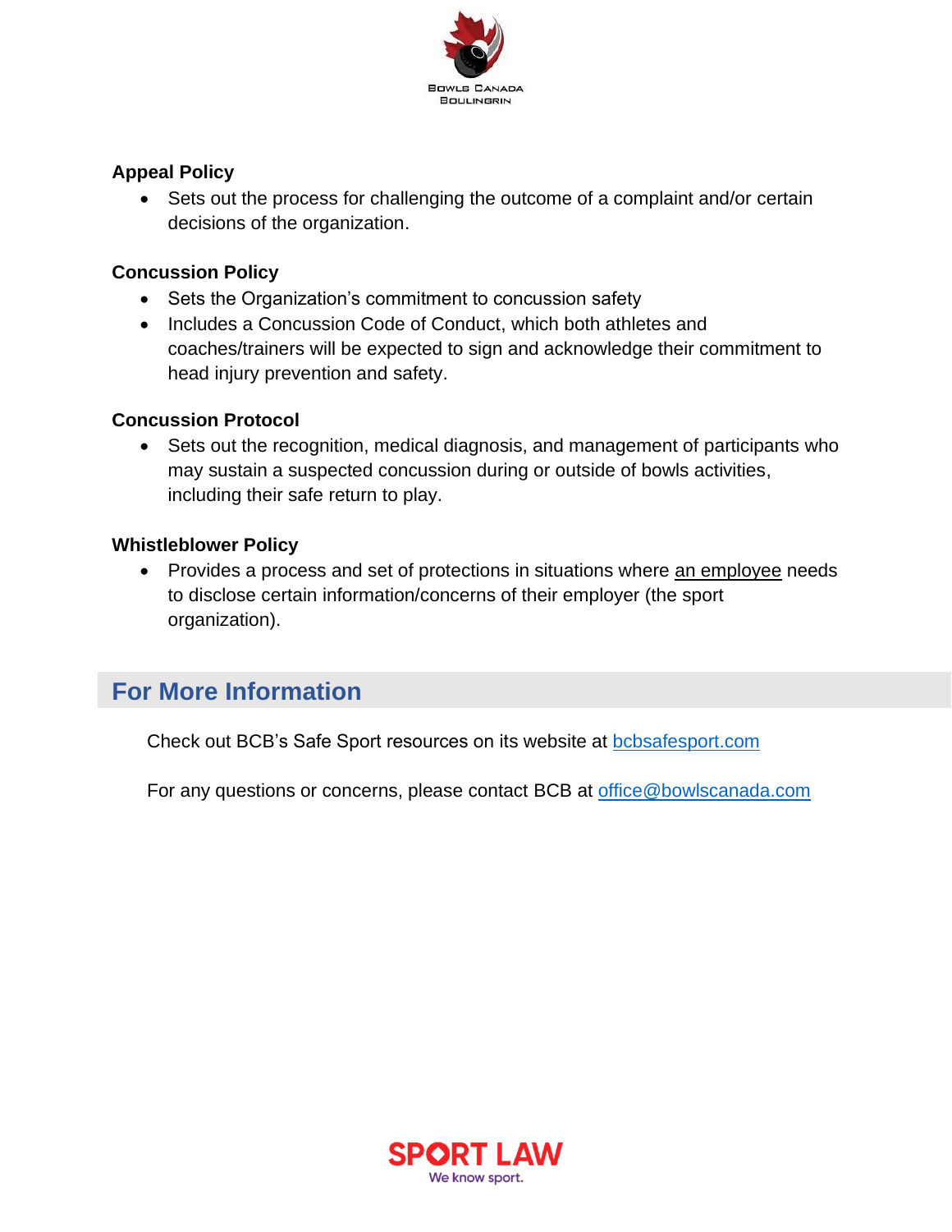**Appeal Policy**

- Sets out the process for challenging the outcome of a complaint and/or certain decisions of the organization.

**Concussion Policy**

- Sets the Organization's commitment to concussion safety
- Includes a Concussion Code of Conduct, which both athletes and coaches/trainers will be expected to sign and acknowledge their commitment to head injury prevention and safety.

**Concussion Protocol**

- Sets out the recognition, medical diagnosis, and management of participants who may sustain a suspected concussion during or outside of bowls activities, including their safe return to play.

**Whistleblower Policy**

- Provides a process and set of protections in situations where an employee needs to disclose certain information/concerns of their employer (the sport organization).

## For More Information

Check out BCB's Safe Sport resources on its website at bcbsafesport.com

For any questions or concerns, please contact BCB at office@bowlscanada.com